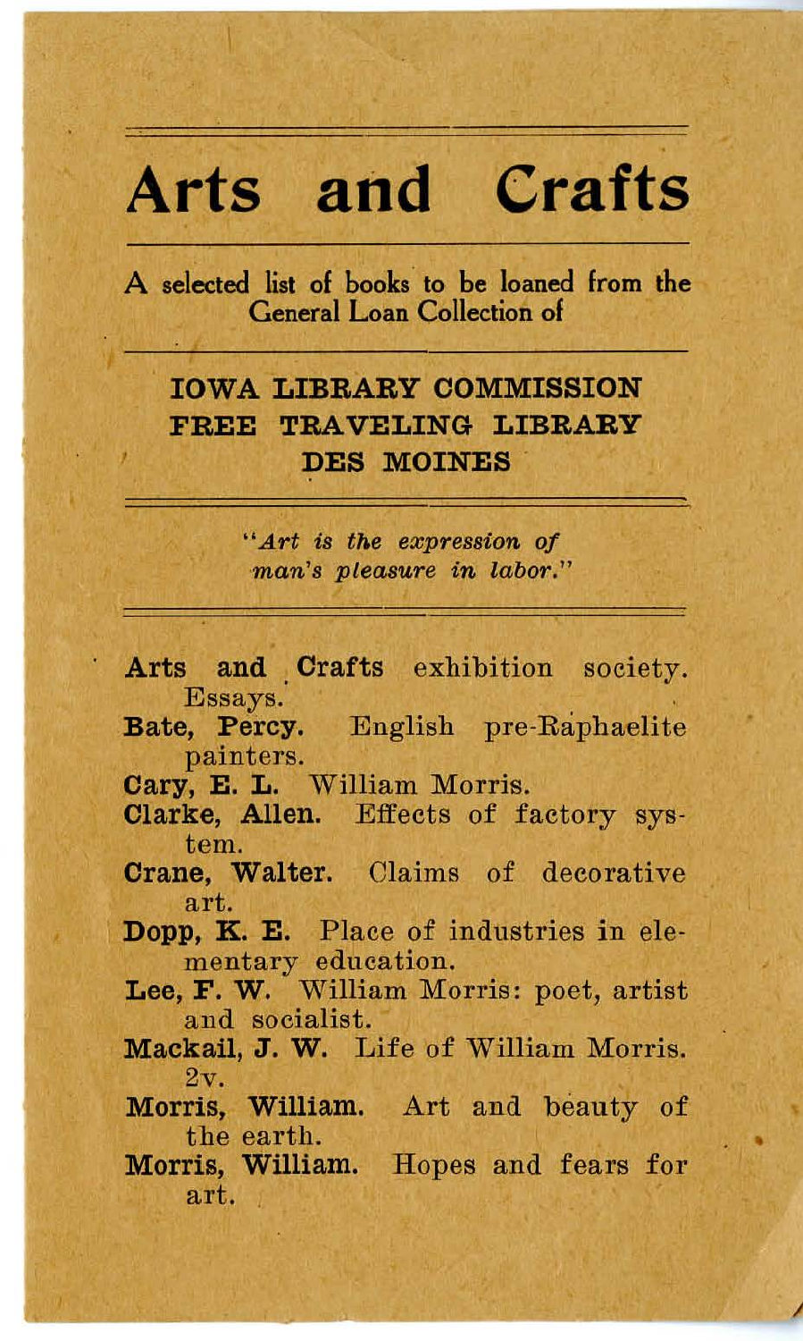# Arts and Crafts

A selected list of books to be loaned from the General Loan Collection of

## IOWA LIBRARY COMMISSION FREE TRAVELING LIBRARY DES MOINES

*"Art is the expression of man's pleasure in labor."*

**Arts and Crafts** exhibition society. Essays.

**Bate, Percy.** English pre-Raphaelite painters.

**Cary, E. L.** William Morris.

**Clarke, Allen.** Effects of factory system.

**Crane, Walter.** Claims of decorative art.

**Dopp, K. E.** Place of industries in elementary education.

**Lee, F. W.** William Morris: poet, artist and socialist.

**Mackail, J. W.** Life of William Morris. 2v.

**Morris, William.** Art and beauty of the earth.

**Morris, William.** Hopes and fears for art.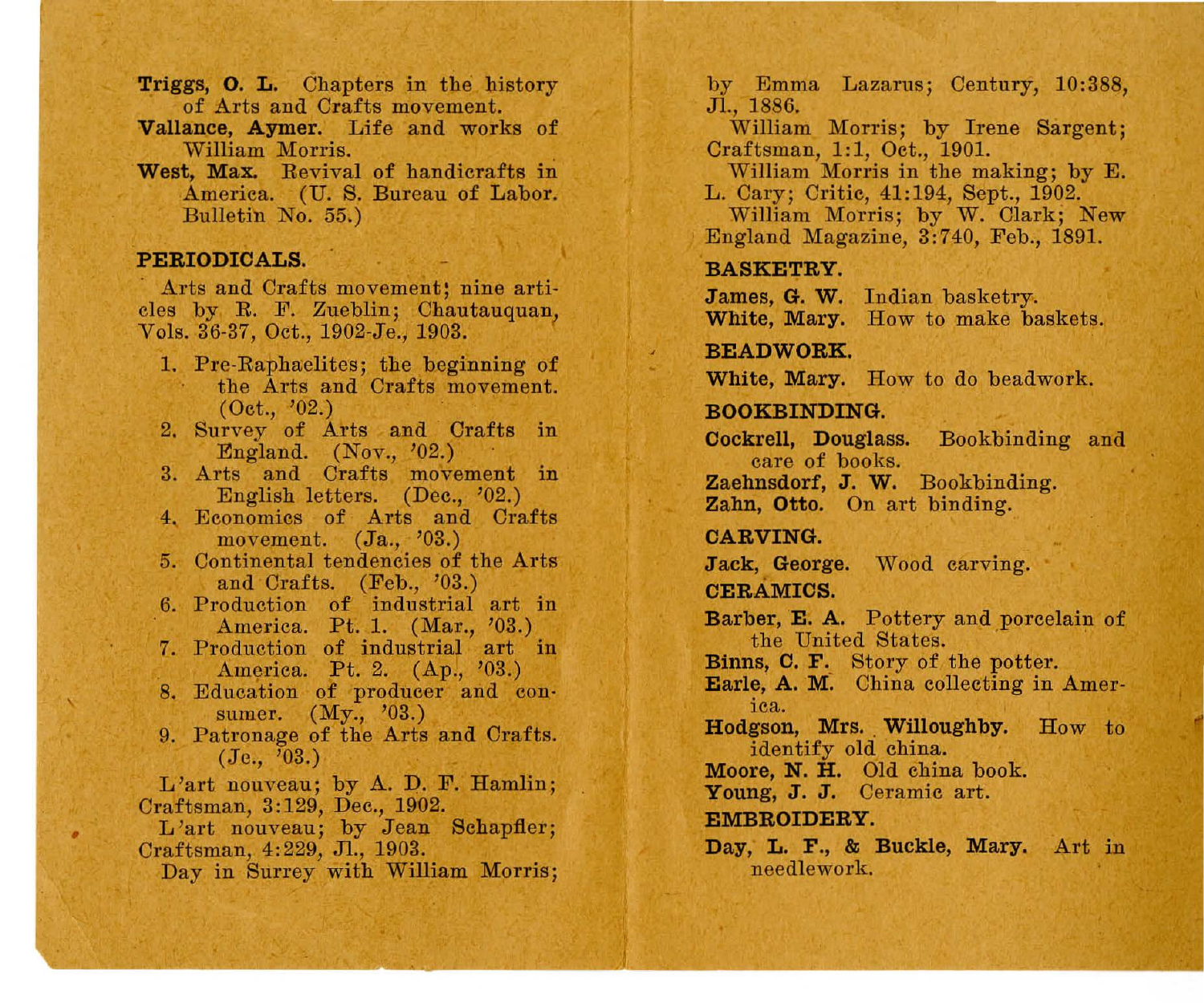**Triggs, O. L.** Chapters in the history of Arts and Crafts movement.

**Vallance, Aymer.** Life and works of William Morris.

**West, Max.** Revival of handicrafts in America. (U. S. Bureau of Labor. Bulletin No. 55.)

## PERIODICALS.

Arts and Crafts movement; nine articles by R. F. Zueblin; Chautauquan, Vols. 36-37, Oct., 1902-Je., 1903.

1. Pre-Raphaelites; the beginning of the Arts and Crafts movement. (Oct., '02.)
2. Survey of Arts and Crafts in England. (Nov., '02.)
3. Arts and Crafts movement in English letters. (Dec., '02.)
4. Economics of Arts and Crafts movement. (Ja., '03.)
5. Continental tendencies of the Arts and Crafts. (Feb., '03.)
6. Production of industrial art in America. Pt. 1. (Mar., '03.)
7. Production of industrial art in America. Pt. 2. (Ap., '03.)
8. Education of producer and consumer. (My., '03.)
9. Patronage of the Arts and Crafts. (Je., '03.)

L'art nouveau; by A. D. F. Hamlin; Craftsman, 3:129, Dec., 1902.

L'art nouveau; by Jean Schapfler; Craftsman, 4:229, Jl., 1903.

Day in Surrey with William Morris; by Emma Lazarus; Century, 10:388, Jl., 1886.

William Morris; by Irene Sargent; Craftsman, 1:1, Oct., 1901.

William Morris in the making; by E. L. Cary; Critic, 41:194, Sept., 1902.

William Morris; by W. Clark; New England Magazine, 3:740, Feb., 1891.

## BASKETRY.

**James, G. W.** Indian basketry.

**White, Mary.** How to make baskets.

## BEADWORK.

**White, Mary.** How to do beadwork.

## BOOKBINDING.

**Cockrell, Douglass.** Bookbinding and care of books.

**Zaehnsdorf, J. W.** Bookbinding.

**Zahn, Otto.** On art binding.

## CARVING.

**Jack, George.** Wood carving.

## CERAMICS.

**Barber, E. A.** Pottery and porcelain of the United States.

**Binns, C. F.** Story of the potter.

**Earle, A. M.** China collecting in America.

**Hodgson, Mrs. Willoughby.** How to identify old china.

**Moore, N. H.** Old china book.

**Young, J. J.** Ceramic art.

## EMBROIDERY.

**Day, L. F., & Buckle, Mary.** Art in needlework.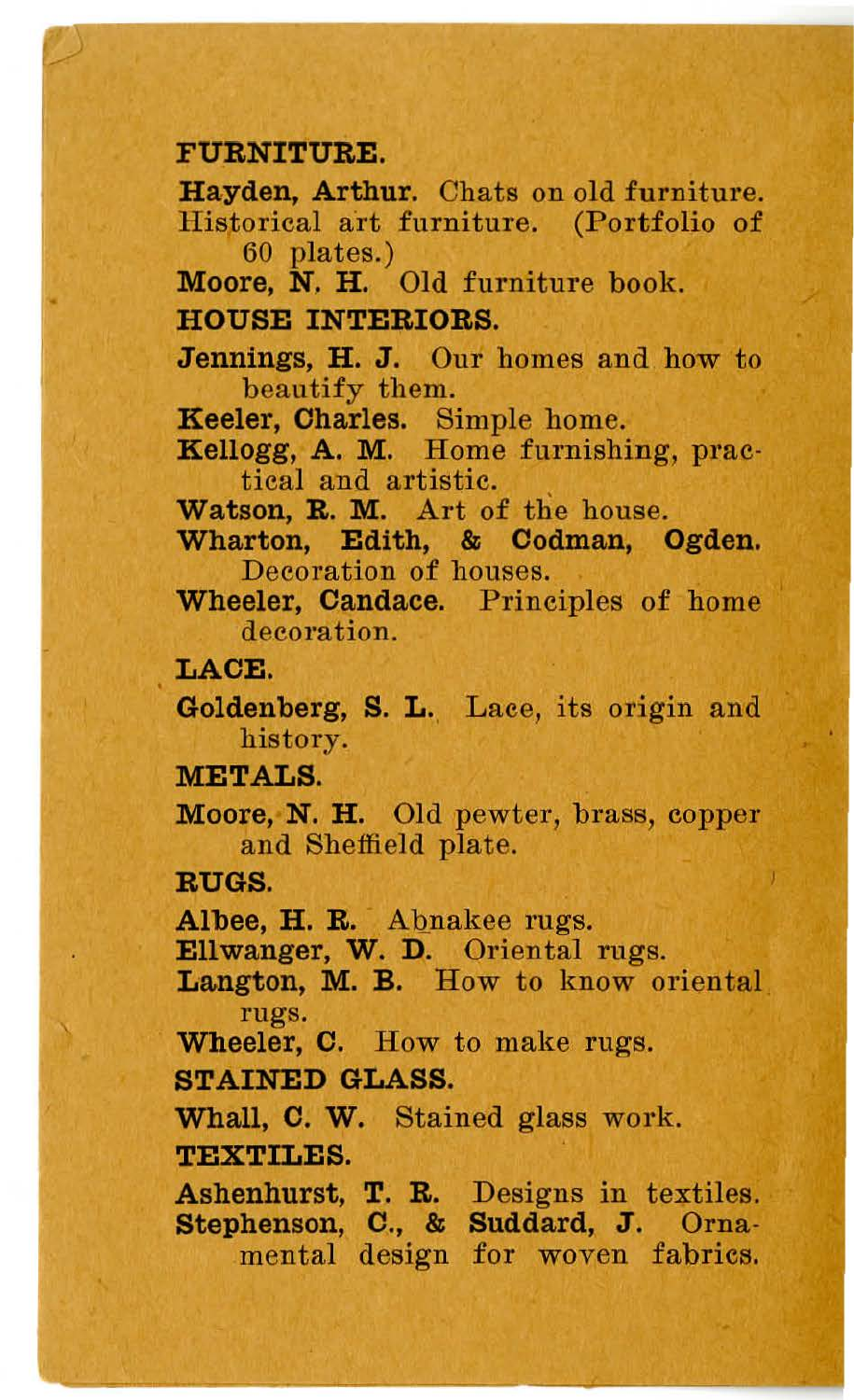## FURNITURE.

**Hayden, Arthur.** Chats on old furniture. Historical art furniture. (Portfolio of 60 plates.)

**Moore, N. H.** Old furniture book.

## HOUSE INTERIORS.

**Jennings, H. J.** Our homes and how to beautify them.

**Keeler, Charles.** Simple home.

**Kellogg, A. M.** Home furnishing, practical and artistic.

**Watson, R. M.** Art of the house.

**Wharton, Edith, & Codman, Ogden.** Decoration of houses.

**Wheeler, Candace.** Principles of home decoration.

## LACE.

**Goldenberg, S. L.** Lace, its origin and history.

## METALS.

**Moore, N. H.** Old pewter, brass, copper and Sheffield plate.

## RUGS.

**Albee, H. R.** Abnakee rugs.

**Ellwanger, W. D.** Oriental rugs.

**Langton, M. B.** How to know oriental rugs.

**Wheeler, C.** How to make rugs.

## STAINED GLASS.

**Whall, C. W.** Stained glass work.

## TEXTILES.

**Ashenhurst, T. R.** Designs in textiles.

**Stephenson, C., & Suddard, J.** Ornamental design for woven fabrics.